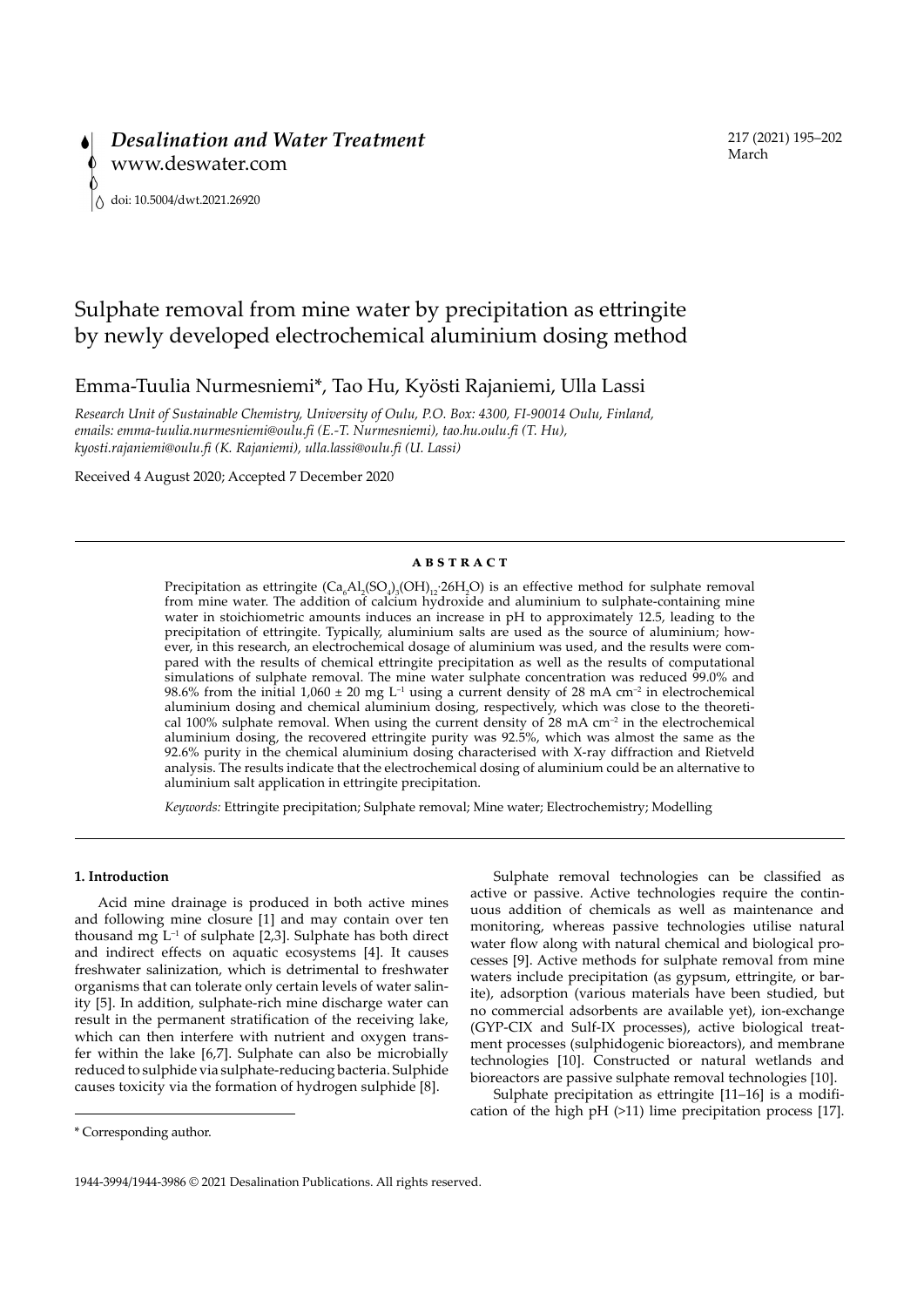*Desalination and Water Treatment*
www.deswater.com

doi: 10.5004/dwt.2021.26920

# Sulphate removal from mine water by precipitation as ettringite by newly developed electrochemical aluminium dosing method

Emma-Tuulia Nurmesniemi*, Tao Hu, Kyösti Rajaniemi, Ulla Lassi

*Research Unit of Sustainable Chemistry, University of Oulu, P.O. Box: 4300, FI-90014 Oulu, Finland, emails: emma-tuulia.nurmesniemi@oulu.fi (E.-T. Nurmesniemi), tao.hu.oulu.fi (T. Hu), kyosti.rajaniemi@oulu.fi (K. Rajaniemi), ulla.lassi@oulu.fi (U. Lassi)*

Received 4 August 2020; Accepted 7 December 2020

## ABSTRACT

Precipitation as ettringite ($Ca_6Al_2(SO_4)_3(OH)_{12}\cdot 26H_2O$) is an effective method for sulphate removal from mine water. The addition of calcium hydroxide and aluminium to sulphate-containing mine water in stoichiometric amounts induces an increase in pH to approximately 12.5, leading to the precipitation of ettringite. Typically, aluminium salts are used as the source of aluminium; however, in this research, an electrochemical dosage of aluminium was used, and the results were compared with the results of chemical ettringite precipitation as well as the results of computational simulations of sulphate removal. The mine water sulphate concentration was reduced 99.0% and 98.6% from the initial 1,060 ± 20 mg $L^{-1}$ using a current density of 28 mA $cm^{-2}$ in electrochemical aluminium dosing and chemical aluminium dosing, respectively, which was close to the theoretical 100% sulphate removal. When using the current density of 28 mA $cm^{-2}$ in the electrochemical aluminium dosing, the recovered ettringite purity was 92.5%, which was almost the same as the 92.6% purity in the chemical aluminium dosing characterised with X-ray diffraction and Rietveld analysis. The results indicate that the electrochemical dosing of aluminium could be an alternative to aluminium salt application in ettringite precipitation.

*Keywords:* Ettringite precipitation; Sulphate removal; Mine water; Electrochemistry; Modelling

## 1. Introduction

Acid mine drainage is produced in both active mines and following mine closure [1] and may contain over ten thousand mg $L^{-1}$ of sulphate [2,3]. Sulphate has both direct and indirect effects on aquatic ecosystems [4]. It causes freshwater salinization, which is detrimental to freshwater organisms that can tolerate only certain levels of water salinity [5]. In addition, sulphate-rich mine discharge water can result in the permanent stratification of the receiving lake, which can then interfere with nutrient and oxygen transfer within the lake [6,7]. Sulphate can also be microbially reduced to sulphide via sulphate-reducing bacteria. Sulphide causes toxicity via the formation of hydrogen sulphide [8].

Sulphate removal technologies can be classified as active or passive. Active technologies require the continuous addition of chemicals as well as maintenance and monitoring, whereas passive technologies utilise natural water flow along with natural chemical and biological processes [9]. Active methods for sulphate removal from mine waters include precipitation (as gypsum, ettringite, or barite), adsorption (various materials have been studied, but no commercial adsorbents are available yet), ion-exchange (GYP-CIX and Sulf-IX processes), active biological treatment processes (sulphidogenic bioreactors), and membrane technologies [10]. Constructed or natural wetlands and bioreactors are passive sulphate removal technologies [10].

Sulphate precipitation as ettringite [11–16] is a modification of the high pH (>11) lime precipitation process [17].

\* Corresponding author.

1944-3994/1944-3986 © 2021 Desalination Publications. All rights reserved.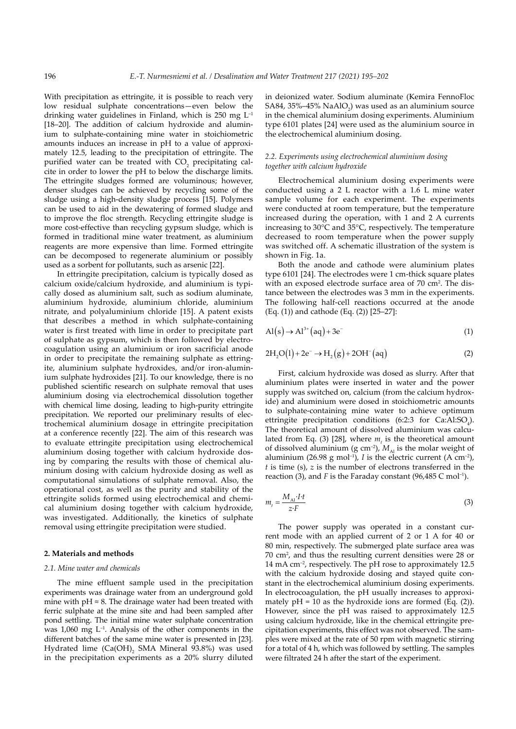With precipitation as ettringite, it is possible to reach very low residual sulphate concentrations—even below the drinking water guidelines in Finland, which is 250 mg $L^{-1}$ [18–20]. The addition of calcium hydroxide and aluminium to sulphate-containing mine water in stoichiometric amounts induces an increase in pH to a value of approximately 12.5, leading to the precipitation of ettringite. The purified water can be treated with $CO_2$ precipitating calcite in order to lower the pH to below the discharge limits. The ettringite sludges formed are voluminous; however, denser sludges can be achieved by recycling some of the sludge using a high-density sludge process [15]. Polymers can be used to aid in the dewatering of formed sludge and to improve the floc strength. Recycling ettringite sludge is more cost-effective than recycling gypsum sludge, which is formed in traditional mine water treatment, as aluminium reagents are more expensive than lime. Formed ettringite can be decomposed to regenerate aluminium or possibly used as a sorbent for pollutants, such as arsenic [22].

In ettringite precipitation, calcium is typically dosed as calcium oxide/calcium hydroxide, and aluminium is typically dosed as aluminium salt, such as sodium aluminate, aluminium hydroxide, aluminium chloride, aluminium nitrate, and polyaluminium chloride [15]. A patent exists that describes a method in which sulphate-containing water is first treated with lime in order to precipitate part of sulphate as gypsum, which is then followed by electrocoagulation using an aluminium or iron sacrificial anode in order to precipitate the remaining sulphate as ettringite, aluminium sulphate hydroxides, and/or iron-aluminium sulphate hydroxides [21]. To our knowledge, there is no published scientific research on sulphate removal that uses aluminium dosing via electrochemical dissolution together with chemical lime dosing, leading to high-purity ettringite precipitation. We reported our preliminary results of electrochemical aluminium dosage in ettringite precipitation at a conference recently [22]. The aim of this research was to evaluate ettringite precipitation using electrochemical aluminium dosing together with calcium hydroxide dosing by comparing the results with those of chemical aluminium dosing with calcium hydroxide dosing as well as computational simulations of sulphate removal. Also, the operational cost, as well as the purity and stability of the ettringite solids formed using electrochemical and chemical aluminium dosing together with calcium hydroxide, was investigated. Additionally, the kinetics of sulphate removal using ettringite precipitation were studied.

## 2. Materials and methods

### 2.1. Mine water and chemicals

The mine effluent sample used in the precipitation experiments was drainage water from an underground gold mine with pH ≈ 8. The drainage water had been treated with ferric sulphate at the mine site and had been sampled after pond settling. The initial mine water sulphate concentration was 1,060 mg $L^{-1}$. Analysis of the other components in the different batches of the same mine water is presented in [23]. Hydrated lime ($Ca(OH)_2$ SMA Mineral 93.8%) was used in the precipitation experiments as a 20% slurry diluted in deionized water. Sodium aluminate (Kemira FennoFloc SA84, 35%–45% $NaAlO_2$) was used as an aluminium source in the chemical aluminium dosing experiments. Aluminium type 6101 plates [24] were used as the aluminium source in the electrochemical aluminium dosing.

### 2.2. Experiments using electrochemical aluminium dosing together with calcium hydroxide

Electrochemical aluminium dosing experiments were conducted using a 2 L reactor with a 1.6 L mine water sample volume for each experiment. The experiments were conducted at room temperature, but the temperature increased during the operation, with 1 and 2 A currents increasing to 30°C and 35°C, respectively. The temperature decreased to room temperature when the power supply was switched off. A schematic illustration of the system is shown in Fig. 1a.

Both the anode and cathode were aluminium plates type 6101 [24]. The electrodes were 1 cm-thick square plates with an exposed electrode surface area of 70 $cm^2$. The distance between the electrodes was 3 mm in the experiments. The following half-cell reactions occurred at the anode (Eq. (1)) and cathode (Eq. (2)) [25–27]:

$$Al(s) \rightarrow Al^{3+}(aq) + 3e^{-} \tag{1}$$

$$2H_2O(l) + 2e^{-} \rightarrow H_2(g) + 2OH^{-}(aq) \tag{2}$$

First, calcium hydroxide was dosed as slurry. After that aluminium plates were inserted in water and the power supply was switched on, calcium (from the calcium hydroxide) and aluminium were dosed in stoichiometric amounts to sulphate-containing mine water to achieve optimum ettringite precipitation conditions (6:2:3 for $Ca:Al:SO_4$). The theoretical amount of dissolved aluminium was calculated from Eq. (3) [28], where $m_t$ is the theoretical amount of dissolved aluminium (g $cm^{-2}$), $M_{Al}$ is the molar weight of aluminium (26.98 g $mol^{-1}$), $I$ is the electric current (A $cm^{-2}$), $t$ is time (s), $z$ is the number of electrons transferred in the reaction (3), and $F$ is the Faraday constant (96,485 C $mol^{-1}$).

$$m_t = \frac{M_{Al} \cdot I \cdot t}{z \cdot F} \tag{3}$$

The power supply was operated in a constant current mode with an applied current of 2 or 1 A for 40 or 80 min, respectively. The submerged plate surface area was 70 $cm^2$, and thus the resulting current densities were 28 or 14 mA $cm^{-2}$, respectively. The pH rose to approximately 12.5 with the calcium hydroxide dosing and stayed quite constant in the electrochemical aluminium dosing experiments. In electrocoagulation, the pH usually increases to approximately pH = 10 as the hydroxide ions are formed (Eq. (2)). However, since the pH was raised to approximately 12.5 using calcium hydroxide, like in the chemical ettringite precipitation experiments, this effect was not observed. The samples were mixed at the rate of 50 rpm with magnetic stirring for a total of 4 h, which was followed by settling. The samples were filtrated 24 h after the start of the experiment.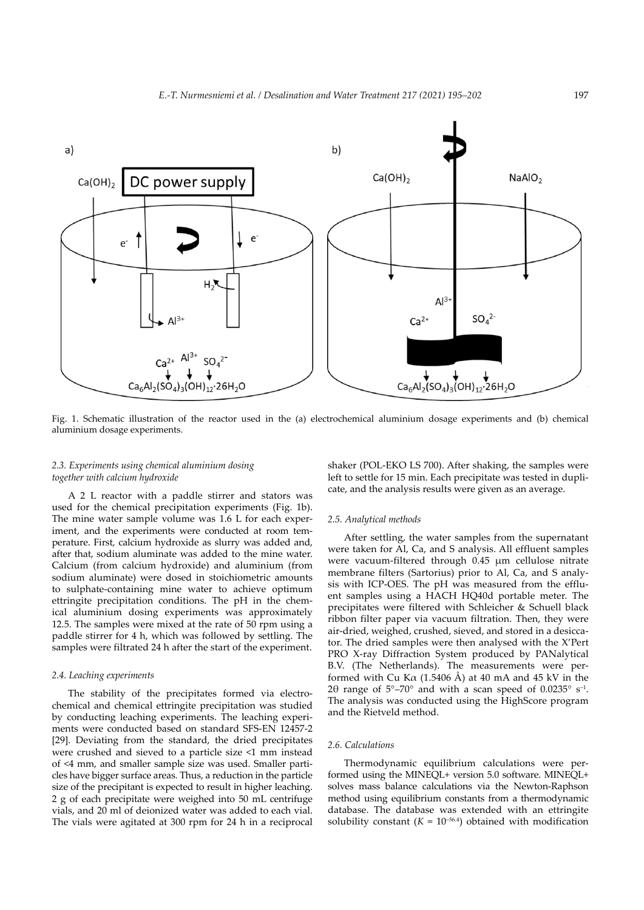Fig. 1. Schematic illustration of the reactor used in the (a) electrochemical aluminium dosage experiments and (b) chemical aluminium dosage experiments.

### *2.3. Experiments using chemical aluminium dosing together with calcium hydroxide*

A 2 L reactor with a paddle stirrer and stators was used for the chemical precipitation experiments (Fig. 1b). The mine water sample volume was 1.6 L for each experiment, and the experiments were conducted at room temperature. First, calcium hydroxide as slurry was added and, after that, sodium aluminate was added to the mine water. Calcium (from calcium hydroxide) and aluminium (from sodium aluminate) were dosed in stoichiometric amounts to sulphate-containing mine water to achieve optimum ettringite precipitation conditions. The pH in the chemical aluminium dosing experiments was approximately 12.5. The samples were mixed at the rate of 50 rpm using a paddle stirrer for 4 h, which was followed by settling. The samples were filtrated 24 h after the start of the experiment.

### *2.4. Leaching experiments*

The stability of the precipitates formed via electrochemical and chemical ettringite precipitation was studied by conducting leaching experiments. The leaching experiments were conducted based on standard SFS-EN 12457-2 [29]. Deviating from the standard, the dried precipitates were crushed and sieved to a particle size <1 mm instead of <4 mm, and smaller sample size was used. Smaller particles have bigger surface areas. Thus, a reduction in the particle size of the precipitant is expected to result in higher leaching. 2 g of each precipitate were weighed into 50 mL centrifuge vials, and 20 ml of deionized water was added to each vial. The vials were agitated at 300 rpm for 24 h in a reciprocal shaker (POL-EKO LS 700). After shaking, the samples were left to settle for 15 min. Each precipitate was tested in duplicate, and the analysis results were given as an average.

### *2.5. Analytical methods*

After settling, the water samples from the supernatant were taken for Al, Ca, and S analysis. All effluent samples were vacuum-filtered through 0.45 μm cellulose nitrate membrane filters (Sartorius) prior to Al, Ca, and S analysis with ICP-OES. The pH was measured from the effluent samples using a HACH HQ40d portable meter. The precipitates were filtered with Schleicher & Schuell black ribbon filter paper via vacuum filtration. Then, they were air-dried, weighed, crushed, sieved, and stored in a desiccator. The dried samples were then analysed with the X'Pert PRO X-ray Diffraction System produced by PANalytical B.V. (The Netherlands). The measurements were performed with Cu Kα (1.5406 Å) at 40 mA and 45 kV in the 2θ range of 5°–70° and with a scan speed of 0.0235° $s^{-1}$. The analysis was conducted using the HighScore program and the Rietveld method.

### *2.6. Calculations*

Thermodynamic equilibrium calculations were performed using the MINEQL+ version 5.0 software. MINEQL+ solves mass balance calculations via the Newton-Raphson method using equilibrium constants from a thermodynamic database. The database was extended with an ettringite solubility constant ($K = 10^{-56.4}$) obtained with modification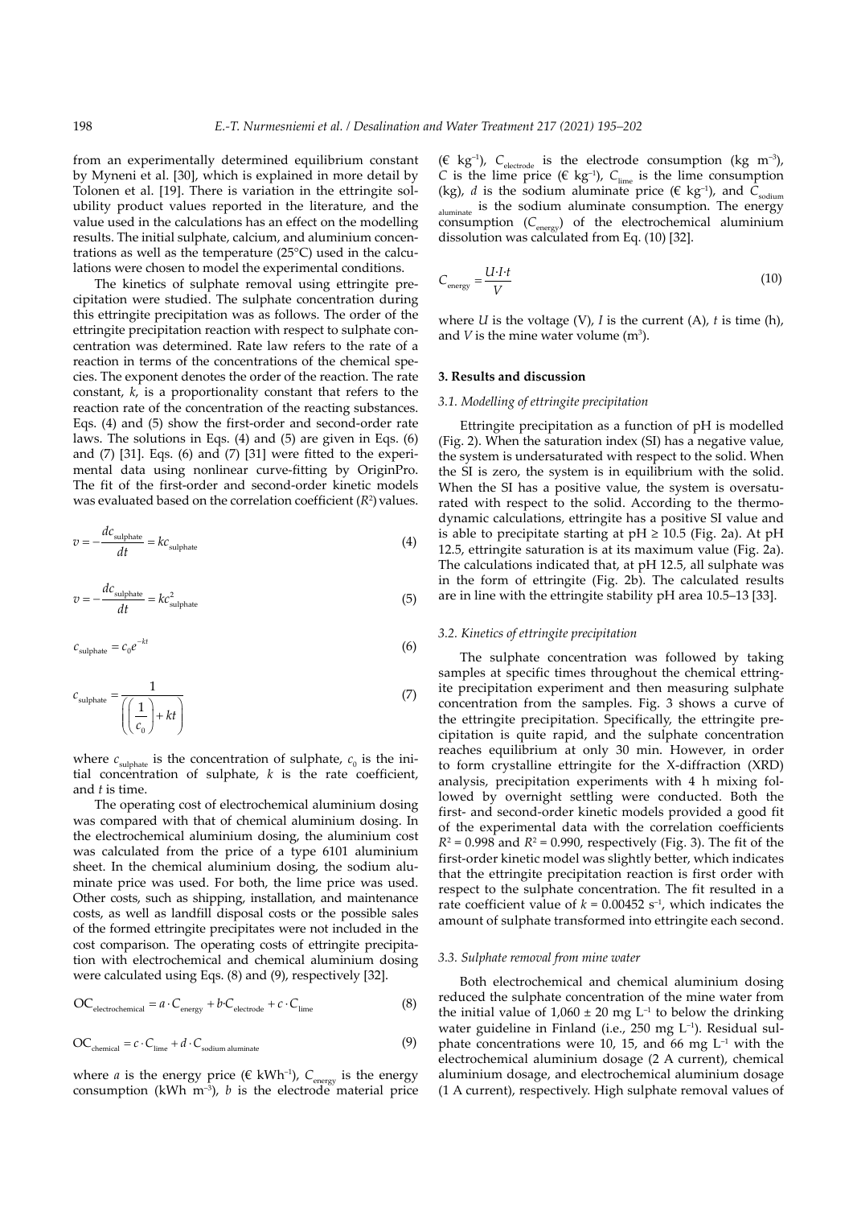from an experimentally determined equilibrium constant by Myneni et al. [30], which is explained in more detail by Tolonen et al. [19]. There is variation in the ettringite solubility product values reported in the literature, and the value used in the calculations has an effect on the modelling results. The initial sulphate, calcium, and aluminium concentrations as well as the temperature (25°C) used in the calculations were chosen to model the experimental conditions.

The kinetics of sulphate removal using ettringite precipitation were studied. The sulphate concentration during this ettringite precipitation was as follows. The order of the ettringite precipitation reaction with respect to sulphate concentration was determined. Rate law refers to the rate of a reaction in terms of the concentrations of the chemical species. The exponent denotes the order of the reaction. The rate constant, $k$, is a proportionality constant that refers to the reaction rate of the concentration of the reacting substances. Eqs. (4) and (5) show the first-order and second-order rate laws. The solutions in Eqs. (4) and (5) are given in Eqs. (6) and (7) [31]. Eqs. (6) and (7) [31] were fitted to the experimental data using nonlinear curve-fitting by OriginPro. The fit of the first-order and second-order kinetic models was evaluated based on the correlation coefficient ($R^2$) values.

$$v = -\frac{dc_{\text{sulphate}}}{dt} = kc_{\text{sulphate}} \tag{4}$$

$$v = -\frac{dc_{\text{sulphate}}}{dt} = kc_{\text{sulphate}}^2 \tag{5}$$

$$c_{\text{sulphate}} = c_0 e^{-kt} \tag{6}$$

$$c_{\text{sulphate}} = \frac{1}{\left(\left(\frac{1}{c_0}\right) + kt\right)} \tag{7}$$

where $c_{\text{sulphate}}$ is the concentration of sulphate, $c_0$ is the initial concentration of sulphate, $k$ is the rate coefficient, and $t$ is time.

The operating cost of electrochemical aluminium dosing was compared with that of chemical aluminium dosing. In the electrochemical aluminium dosing, the aluminium cost was calculated from the price of a type 6101 aluminium sheet. In the chemical aluminium dosing, the sodium aluminate price was used. For both, the lime price was used. Other costs, such as shipping, installation, and maintenance costs, as well as landfill disposal costs or the possible sales of the formed ettringite precipitates were not included in the cost comparison. The operating costs of ettringite precipitation with electrochemical and chemical aluminium dosing were calculated using Eqs. (8) and (9), respectively [32].

$$\text{OC}_{\text{electrochemical}} = a \cdot C_{\text{energy}} + b \cdot C_{\text{electrode}} + c \cdot C_{\text{lime}} \tag{8}$$

$$\text{OC}_{\text{chemical}} = c \cdot C_{\text{lime}} + d \cdot C_{\text{sodium aluminate}} \tag{9}$$

where $a$ is the energy price (€ $\text{kWh}^{-1}$), $C_{\text{energy}}$ is the energy consumption (kWh $\text{m}^{-3}$), $b$ is the electrode material price (€ $\text{kg}^{-1}$), $C_{\text{electrode}}$ is the electrode consumption (kg $\text{m}^{-3}$), $C$ is the lime price (€ $\text{kg}^{-1}$), $C_{\text{lime}}$ is the lime consumption (kg), $d$ is the sodium aluminate price (€ $\text{kg}^{-1}$), and $C_{\text{sodium aluminate}}$ is the sodium aluminate consumption. The energy consumption ($C_{\text{energy}}$) of the electrochemical aluminium dissolution was calculated from Eq. (10) [32].

$$C_{\text{energy}} = \frac{U \cdot I \cdot t}{V} \tag{10}$$

where $U$ is the voltage (V), $I$ is the current (A), $t$ is time (h), and $V$ is the mine water volume ($\text{m}^3$).

## 3. Results and discussion

### 3.1. Modelling of ettringite precipitation

Ettringite precipitation as a function of pH is modelled (Fig. 2). When the saturation index (SI) has a negative value, the system is undersaturated with respect to the solid. When the SI is zero, the system is in equilibrium with the solid. When the SI has a positive value, the system is oversaturated with respect to the solid. According to the thermodynamic calculations, ettringite has a positive SI value and is able to precipitate starting at pH ≥ 10.5 (Fig. 2a). At pH 12.5, ettringite saturation is at its maximum value (Fig. 2a). The calculations indicated that, at pH 12.5, all sulphate was in the form of ettringite (Fig. 2b). The calculated results are in line with the ettringite stability pH area 10.5–13 [33].

### 3.2. Kinetics of ettringite precipitation

The sulphate concentration was followed by taking samples at specific times throughout the chemical ettringite precipitation experiment and then measuring sulphate concentration from the samples. Fig. 3 shows a curve of the ettringite precipitation. Specifically, the ettringite precipitation is quite rapid, and the sulphate concentration reaches equilibrium at only 30 min. However, in order to form crystalline ettringite for the X-diffraction (XRD) analysis, precipitation experiments with 4 h mixing followed by overnight settling were conducted. Both the first- and second-order kinetic models provided a good fit of the experimental data with the correlation coefficients $R^2 = 0.998$ and $R^2 = 0.990$, respectively (Fig. 3). The fit of the first-order kinetic model was slightly better, which indicates that the ettringite precipitation reaction is first order with respect to the sulphate concentration. The fit resulted in a rate coefficient value of $k = 0.00452\ \text{s}^{-1}$, which indicates the amount of sulphate transformed into ettringite each second.

### 3.3. Sulphate removal from mine water

Both electrochemical and chemical aluminium dosing reduced the sulphate concentration of the mine water from the initial value of 1,060 ± 20 mg $\text{L}^{-1}$ to below the drinking water guideline in Finland (i.e., 250 mg $\text{L}^{-1}$). Residual sulphate concentrations were 10, 15, and 66 mg $\text{L}^{-1}$ with the electrochemical aluminium dosage (2 A current), chemical aluminium dosage, and electrochemical aluminium dosage (1 A current), respectively. High sulphate removal values of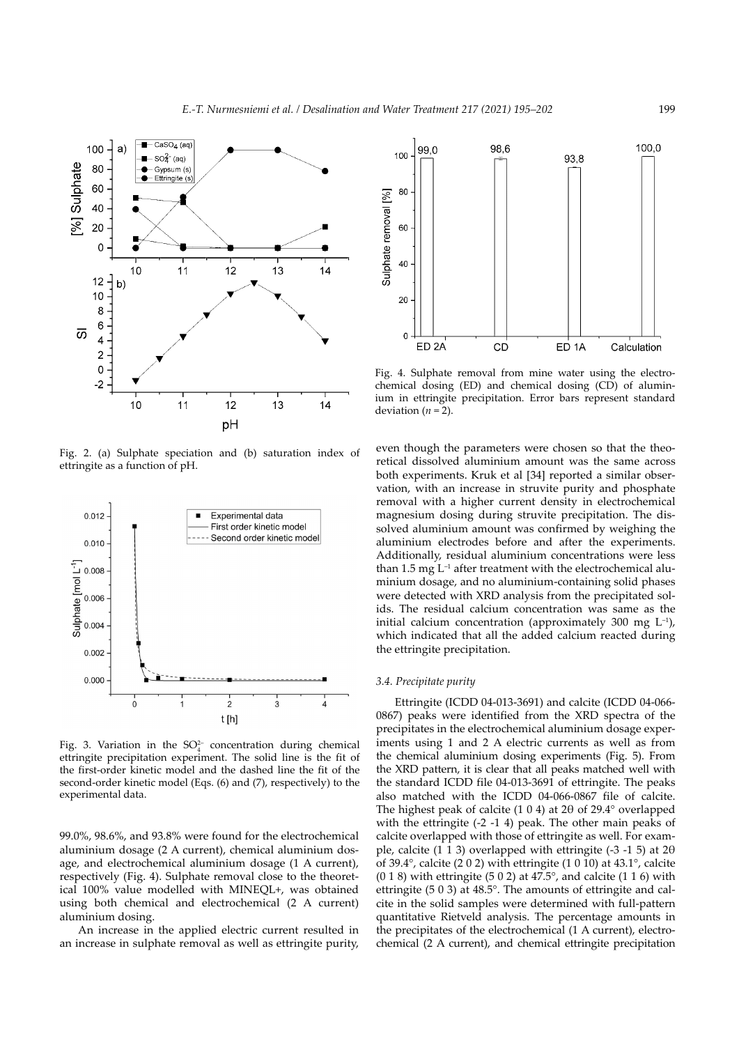Fig. 2. (a) Sulphate speciation and (b) saturation index of ettringite as a function of pH.

Fig. 3. Variation in the $SO_4^{2-}$ concentration during chemical ettringite precipitation experiment. The solid line is the fit of the first-order kinetic model and the dashed line the fit of the second-order kinetic model (Eqs. (6) and (7), respectively) to the experimental data.

99.0%, 98.6%, and 93.8% were found for the electrochemical aluminium dosage (2 A current), chemical aluminium dosage, and electrochemical aluminium dosage (1 A current), respectively (Fig. 4). Sulphate removal close to the theoretical 100% value modelled with MINEQL+, was obtained using both chemical and electrochemical (2 A current) aluminium dosing.

An increase in the applied electric current resulted in an increase in sulphate removal as well as ettringite purity, even though the parameters were chosen so that the theoretical dissolved aluminium amount was the same across both experiments. Kruk et al [34] reported a similar observation, with an increase in struvite purity and phosphate removal with a higher current density in electrochemical magnesium dosing during struvite precipitation. The dissolved aluminium amount was confirmed by weighing the aluminium electrodes before and after the experiments. Additionally, residual aluminium concentrations were less than 1.5 mg $L^{-1}$ after treatment with the electrochemical aluminium dosage, and no aluminium-containing solid phases were detected with XRD analysis from the precipitated solids. The residual calcium concentration was same as the initial calcium concentration (approximately 300 mg $L^{-1}$), which indicated that all the added calcium reacted during the ettringite precipitation.

Fig. 4. Sulphate removal from mine water using the electrochemical dosing (ED) and chemical dosing (CD) of aluminium in ettringite precipitation. Error bars represent standard deviation ($n$ = 2).

### 3.4. Precipitate purity

Ettringite (ICDD 04-013-3691) and calcite (ICDD 04-066-0867) peaks were identified from the XRD spectra of the precipitates in the electrochemical aluminium dosage experiments using 1 and 2 A electric currents as well as from the chemical aluminium dosing experiments (Fig. 5). From the XRD pattern, it is clear that all peaks matched well with the standard ICDD file 04-013-3691 of ettringite. The peaks also matched with the ICDD 04-066-0867 file of calcite. The highest peak of calcite (1 0 4) at 2θ of 29.4° overlapped with the ettringite (-2 -1 4) peak. The other main peaks of calcite overlapped with those of ettringite as well. For example, calcite (1 1 3) overlapped with ettringite (-3 -1 5) at 2θ of 39.4°, calcite (2 0 2) with ettringite (1 0 10) at 43.1°, calcite (0 1 8) with ettringite (5 0 2) at 47.5°, and calcite (1 1 6) with ettringite (5 0 3) at 48.5°. The amounts of ettringite and calcite in the solid samples were determined with full-pattern quantitative Rietveld analysis. The percentage amounts in the precipitates of the electrochemical (1 A current), electrochemical (2 A current), and chemical ettringite precipitation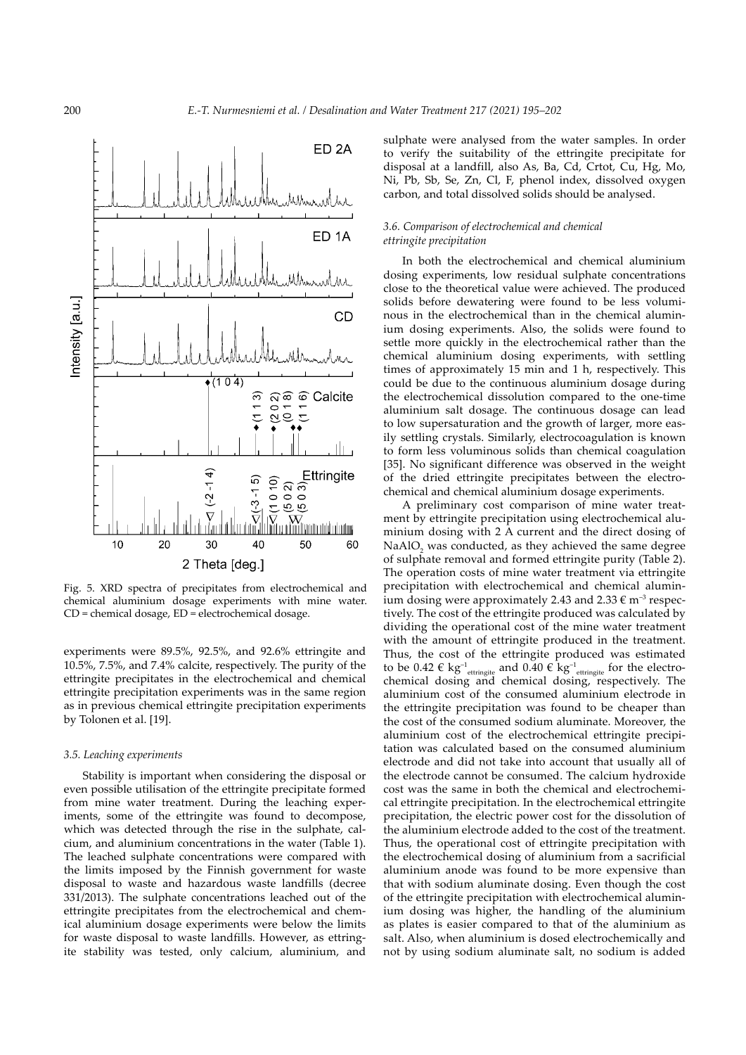Fig. 5. XRD spectra of precipitates from electrochemical and chemical aluminium dosage experiments with mine water. CD = chemical dosage, ED = electrochemical dosage.

experiments were 89.5%, 92.5%, and 92.6% ettringite and 10.5%, 7.5%, and 7.4% calcite, respectively. The purity of the ettringite precipitates in the electrochemical and chemical ettringite precipitation experiments was in the same region as in previous chemical ettringite precipitation experiments by Tolonen et al. [19].

### 3.5. Leaching experiments

Stability is important when considering the disposal or even possible utilisation of the ettringite precipitate formed from mine water treatment. During the leaching experiments, some of the ettringite was found to decompose, which was detected through the rise in the sulphate, calcium, and aluminium concentrations in the water (Table 1). The leached sulphate concentrations were compared with the limits imposed by the Finnish government for waste disposal to waste and hazardous waste landfills (decree 331/2013). The sulphate concentrations leached out of the ettringite precipitates from the electrochemical and chemical aluminium dosage experiments were below the limits for waste disposal to waste landfills. However, as ettringite stability was tested, only calcium, aluminium, and sulphate were analysed from the water samples. In order to verify the suitability of the ettringite precipitate for disposal at a landfill, also As, Ba, Cd, Crtot, Cu, Hg, Mo, Ni, Pb, Sb, Se, Zn, Cl, F, phenol index, dissolved oxygen carbon, and total dissolved solids should be analysed.

### 3.6. Comparison of electrochemical and chemical ettringite precipitation

In both the electrochemical and chemical aluminium dosing experiments, low residual sulphate concentrations close to the theoretical value were achieved. The produced solids before dewatering were found to be less voluminous in the electrochemical than in the chemical aluminium dosing experiments. Also, the solids were found to settle more quickly in the electrochemical rather than the chemical aluminium dosing experiments, with settling times of approximately 15 min and 1 h, respectively. This could be due to the continuous aluminium dosage during the electrochemical dissolution compared to the one-time aluminium salt dosage. The continuous dosage can lead to low supersaturation and the growth of larger, more easily settling crystals. Similarly, electrocoagulation is known to form less voluminous solids than chemical coagulation [35]. No significant difference was observed in the weight of the dried ettringite precipitates between the electrochemical and chemical aluminium dosage experiments.

A preliminary cost comparison of mine water treatment by ettringite precipitation using electrochemical aluminium dosing with 2 A current and the direct dosing of $NaAlO_2$ was conducted, as they achieved the same degree of sulphate removal and formed ettringite purity (Table 2). The operation costs of mine water treatment via ettringite precipitation with electrochemical and chemical aluminium dosing were approximately 2.43 and 2.33 € $m^{-3}$ respectively. The cost of the ettringite produced was calculated by dividing the operational cost of the mine water treatment with the amount of ettringite produced in the treatment. Thus, the cost of the ettringite produced was estimated to be 0.42 € $kg^{-1}_{ettringite}$ and 0.40 € $kg^{-1}_{ettringite}$ for the electrochemical dosing and chemical dosing, respectively. The aluminium cost of the consumed aluminium electrode in the ettringite precipitation was found to be cheaper than the cost of the consumed sodium aluminate. Moreover, the aluminium cost of the electrochemical ettringite precipitation was calculated based on the consumed aluminium electrode and did not take into account that usually all of the electrode cannot be consumed. The calcium hydroxide cost was the same in both the chemical and electrochemical ettringite precipitation. In the electrochemical ettringite precipitation, the electric power cost for the dissolution of the aluminium electrode added to the cost of the treatment. Thus, the operational cost of ettringite precipitation with the electrochemical dosing of aluminium from a sacrificial aluminium anode was found to be more expensive than that with sodium aluminate dosing. Even though the cost of the ettringite precipitation with electrochemical aluminium dosing was higher, the handling of the aluminium as plates is easier compared to that of the aluminium as salt. Also, when aluminium is dosed electrochemically and not by using sodium aluminate salt, no sodium is added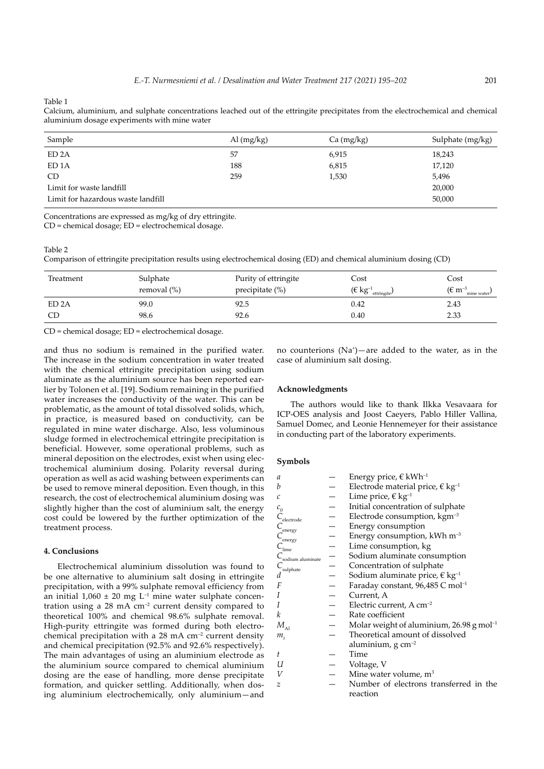Table 1

Calcium, aluminium, and sulphate concentrations leached out of the ettringite precipitates from the electrochemical and chemical aluminium dosage experiments with mine water

| Sample | Al (mg/kg) | Ca (mg/kg) | Sulphate (mg/kg) |
|---|---|---|---|
| ED 2A | 57 | 6,915 | 18,243 |
| ED 1A | 188 | 6,815 | 17,120 |
| CD | 259 | 1,530 | 5,496 |
| Limit for waste landfill | | | 20,000 |
| Limit for hazardous waste landfill | | | 50,000 |

Concentrations are expressed as mg/kg of dry ettringite.
CD = chemical dosage; ED = electrochemical dosage.

Table 2

Comparison of ettringite precipitation results using electrochemical dosing (ED) and chemical aluminium dosing (CD)

| Treatment | Sulphate removal (%) | Purity of ettringite precipitate (%) | Cost (€ $kg^{-1}_{ettringite}$) | Cost (€ $m^{-3}_{mine\ water}$) |
|---|---|---|---|---|
| ED 2A | 99.0 | 92.5 | 0.42 | 2.43 |
| CD | 98.6 | 92.6 | 0.40 | 2.33 |

CD = chemical dosage; ED = electrochemical dosage.

and thus no sodium is remained in the purified water. The increase in the sodium concentration in water treated with the chemical ettringite precipitation using sodium aluminate as the aluminium source has been reported earlier by Tolonen et al. [19]. Sodium remaining in the purified water increases the conductivity of the water. This can be problematic, as the amount of total dissolved solids, which, in practice, is measured based on conductivity, can be regulated in mine water discharge. Also, less voluminous sludge formed in electrochemical ettringite precipitation is beneficial. However, some operational problems, such as mineral deposition on the electrodes, exist when using electrochemical aluminium dosing. Polarity reversal during operation as well as acid washing between experiments can be used to remove mineral deposition. Even though, in this research, the cost of electrochemical aluminium dosing was slightly higher than the cost of aluminium salt, the energy cost could be lowered by the further optimization of the treatment process.

## 4. Conclusions

Electrochemical aluminium dissolution was found to be one alternative to aluminium salt dosing in ettringite precipitation, with a 99% sulphate removal efficiency from an initial 1,060 ± 20 mg $L^{-1}$ mine water sulphate concentration using a 28 mA $cm^{-2}$ current density compared to theoretical 100% and chemical 98.6% sulphate removal. High-purity ettringite was formed during both electrochemical precipitation with a 28 mA $cm^{-2}$ current density and chemical precipitation (92.5% and 92.6% respectively). The main advantages of using an aluminium electrode as the aluminium source compared to chemical aluminium dosing are the ease of handling, more dense precipitate formation, and quicker settling. Additionally, when dosing aluminium electrochemically, only aluminium—and no counterions ($Na^+$)—are added to the water, as in the case of aluminium salt dosing.

## Acknowledgments

The authors would like to thank Ilkka Vesavaara for ICP-OES analysis and Joost Caeyers, Pablo Hiller Vallina, Samuel Domec, and Leonie Hennemeyer for their assistance in conducting part of the laboratory experiments.

## Symbols

- $a$ — Energy price, € $kWh^{-1}$
- $b$ — Electrode material price, € $kg^{-1}$
- $c$ — Lime price, € $kg^{-1}$
- $c_0$ — Initial concentration of sulphate
- $C_{electrode}$ — Electrode consumption, $kgm^{-3}$
- $C_{energy}$ — Energy consumption
- $C_{energy}$ — Energy consumption, kWh $m^{-3}$
- $C_{lime}$ — Lime consumption, kg
- $C_{sodium\ aluminate}$ — Sodium aluminate consumption
- $C_{sulphate}$ — Concentration of sulphate
- $d$ — Sodium aluminate price, € $kg^{-1}$
- $F$ — Faraday constant, 96,485 C $mol^{-1}$
- $I$ — Current, A
- $I$ — Electric current, A $cm^{-2}$
- $k$ — Rate coefficient
- $M_{Al}$ — Molar weight of aluminium, 26.98 g $mol^{-1}$
- $m_t$ — Theoretical amount of dissolved aluminium, g $cm^{-2}$
- $t$ — Time
- $U$ — Voltage, V
- $V$ — Mine water volume, $m^3$
- $z$ — Number of electrons transferred in the reaction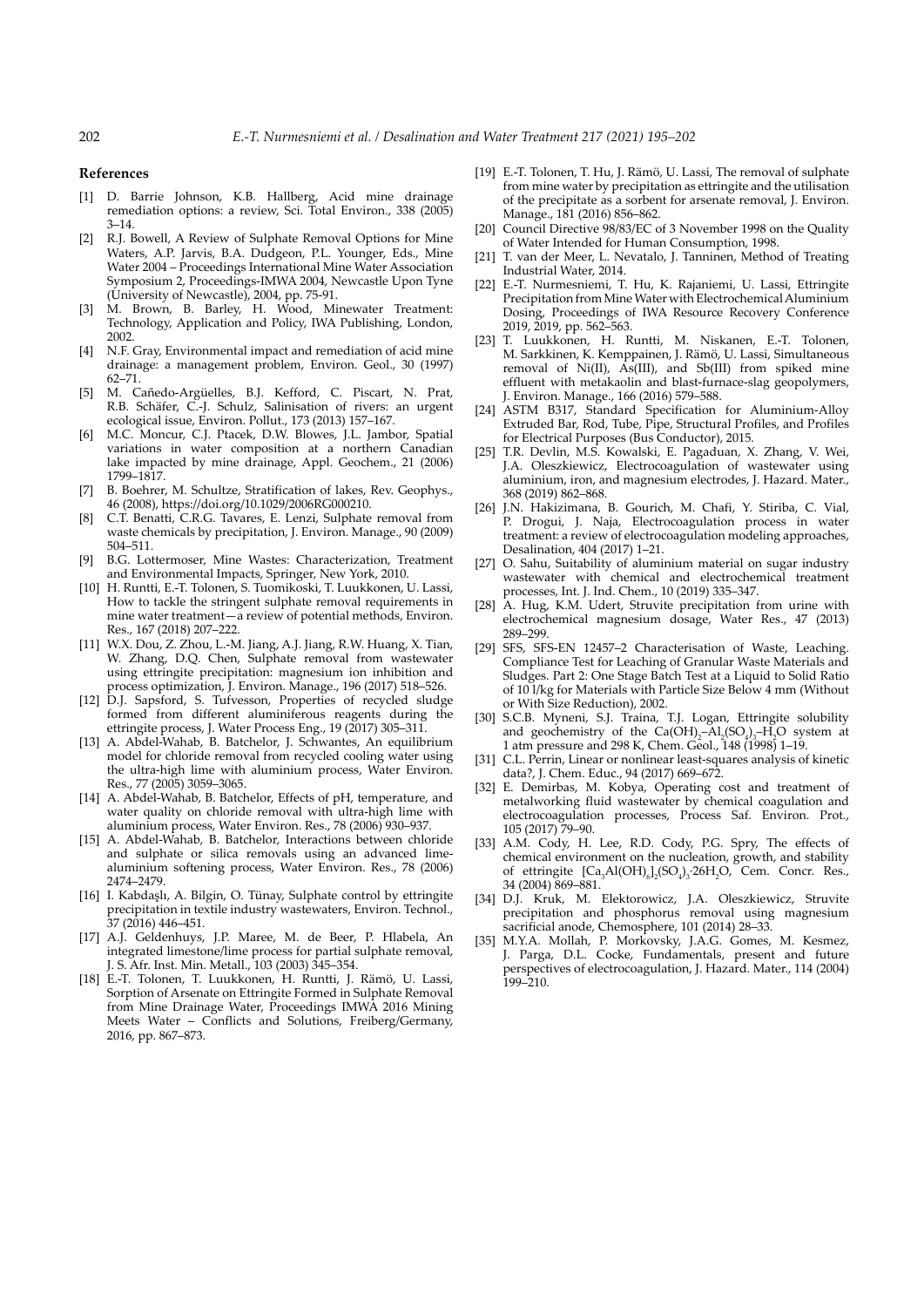## References

- [1] D. Barrie Johnson, K.B. Hallberg, Acid mine drainage remediation options: a review, Sci. Total Environ., 338 (2005) 3–14.
- [2] R.J. Bowell, A Review of Sulphate Removal Options for Mine Waters, A.P. Jarvis, B.A. Dudgeon, P.L. Younger, Eds., Mine Water 2004 – Proceedings International Mine Water Association Symposium 2, Proceedings-IMWA 2004, Newcastle Upon Tyne (University of Newcastle), 2004, pp. 75-91.
- [3] M. Brown, B. Barley, H. Wood, Minewater Treatment: Technology, Application and Policy, IWA Publishing, London, 2002.
- [4] N.F. Gray, Environmental impact and remediation of acid mine drainage: a management problem, Environ. Geol., 30 (1997) 62–71.
- [5] M. Cañedo-Argüelles, B.J. Kefford, C. Piscart, N. Prat, R.B. Schäfer, C.-J. Schulz, Salinisation of rivers: an urgent ecological issue, Environ. Pollut., 173 (2013) 157–167.
- [6] M.C. Moncur, C.J. Ptacek, D.W. Blowes, J.L. Jambor, Spatial variations in water composition at a northern Canadian lake impacted by mine drainage, Appl. Geochem., 21 (2006) 1799–1817.
- [7] B. Boehrer, M. Schultze, Stratification of lakes, Rev. Geophys., 46 (2008), https://doi.org/10.1029/2006RG000210.
- [8] C.T. Benatti, C.R.G. Tavares, E. Lenzi, Sulphate removal from waste chemicals by precipitation, J. Environ. Manage., 90 (2009) 504–511.
- [9] B.G. Lottermoser, Mine Wastes: Characterization, Treatment and Environmental Impacts, Springer, New York, 2010.
- [10] H. Runtti, E.-T. Tolonen, S. Tuomikoski, T. Luukkonen, U. Lassi, How to tackle the stringent sulphate removal requirements in mine water treatment—a review of potential methods, Environ. Res., 167 (2018) 207–222.
- [11] W.X. Dou, Z. Zhou, L.-M. Jiang, A.J. Jiang, R.W. Huang, X. Tian, W. Zhang, D.Q. Chen, Sulphate removal from wastewater using ettringite precipitation: magnesium ion inhibition and process optimization, J. Environ. Manage., 196 (2017) 518–526.
- [12] D.J. Sapsford, S. Tufvesson, Properties of recycled sludge formed from different aluminiferous reagents during the ettringite process, J. Water Process Eng., 19 (2017) 305–311.
- [13] A. Abdel-Wahab, B. Batchelor, J. Schwantes, An equilibrium model for chloride removal from recycled cooling water using the ultra-high lime with aluminium process, Water Environ. Res., 77 (2005) 3059–3065.
- [14] A. Abdel-Wahab, B. Batchelor, Effects of pH, temperature, and water quality on chloride removal with ultra-high lime with aluminium process, Water Environ. Res., 78 (2006) 930–937.
- [15] A. Abdel-Wahab, B. Batchelor, Interactions between chloride and sulphate or silica removals using an advanced lime-aluminium softening process, Water Environ. Res., 78 (2006) 2474–2479.
- [16] I. Kabdaşlı, A. Bilgin, O. Tünay, Sulphate control by ettringite precipitation in textile industry wastewaters, Environ. Technol., 37 (2016) 446–451.
- [17] A.J. Geldenhuys, J.P. Maree, M. de Beer, P. Hlabela, An integrated limestone/lime process for partial sulphate removal, J. S. Afr. Inst. Min. Metall., 103 (2003) 345–354.
- [18] E.-T. Tolonen, T. Luukkonen, H. Runtti, J. Rämö, U. Lassi, Sorption of Arsenate on Ettringite Formed in Sulphate Removal from Mine Drainage Water, Proceedings IMWA 2016 Mining Meets Water – Conflicts and Solutions, Freiberg/Germany, 2016, pp. 867–873.
- [19] E.-T. Tolonen, T. Hu, J. Rämö, U. Lassi, The removal of sulphate from mine water by precipitation as ettringite and the utilisation of the precipitate as a sorbent for arsenate removal, J. Environ. Manage., 181 (2016) 856–862.
- [20] Council Directive 98/83/EC of 3 November 1998 on the Quality of Water Intended for Human Consumption, 1998.
- [21] T. van der Meer, L. Nevatalo, J. Tanninen, Method of Treating Industrial Water, 2014.
- [22] E.-T. Nurmesniemi, T. Hu, K. Rajaniemi, U. Lassi, Ettringite Precipitation from Mine Water with Electrochemical Aluminium Dosing, Proceedings of IWA Resource Recovery Conference 2019, 2019, pp. 562–563.
- [23] T. Luukkonen, H. Runtti, M. Niskanen, E.-T. Tolonen, M. Sarkkinen, K. Kemppainen, J. Rämö, U. Lassi, Simultaneous removal of Ni(II), As(III), and Sb(III) from spiked mine effluent with metakaolin and blast-furnace-slag geopolymers, J. Environ. Manage., 166 (2016) 579–588.
- [24] ASTM B317, Standard Specification for Aluminium-Alloy Extruded Bar, Rod, Tube, Pipe, Structural Profiles, and Profiles for Electrical Purposes (Bus Conductor), 2015.
- [25] T.R. Devlin, M.S. Kowalski, E. Pagaduan, X. Zhang, V. Wei, J.A. Oleszkiewicz, Electrocoagulation of wastewater using aluminium, iron, and magnesium electrodes, J. Hazard. Mater., 368 (2019) 862–868.
- [26] J.N. Hakizimana, B. Gourich, M. Chafi, Y. Stiriba, C. Vial, P. Drogui, J. Naja, Electrocoagulation process in water treatment: a review of electrocoagulation modeling approaches, Desalination, 404 (2017) 1–21.
- [27] O. Sahu, Suitability of aluminium material on sugar industry wastewater with chemical and electrochemical treatment processes, Int. J. Ind. Chem., 10 (2019) 335–347.
- [28] A. Hug, K.M. Udert, Struvite precipitation from urine with electrochemical magnesium dosage, Water Res., 47 (2013) 289–299.
- [29] SFS, SFS-EN 12457–2 Characterisation of Waste, Leaching. Compliance Test for Leaching of Granular Waste Materials and Sludges. Part 2: One Stage Batch Test at a Liquid to Solid Ratio of 10 l/kg for Materials with Particle Size Below 4 mm (Without or With Size Reduction), 2002.
- [30] S.C.B. Myneni, S.J. Traina, T.J. Logan, Ettringite solubility and geochemistry of the $Ca(OH)_2$–$Al_2(SO_4)_3$–$H_2O$ system at 1 atm pressure and 298 K, Chem. Geol., 148 (1998) 1–19.
- [31] C.L. Perrin, Linear or nonlinear least-squares analysis of kinetic data?, J. Chem. Educ., 94 (2017) 669–672.
- [32] E. Demirbas, M. Kobya, Operating cost and treatment of metalworking fluid wastewater by chemical coagulation and electrocoagulation processes, Process Saf. Environ. Prot., 105 (2017) 79–90.
- [33] A.M. Cody, H. Lee, R.D. Cody, P.G. Spry, The effects of chemical environment on the nucleation, growth, and stability of ettringite $[Ca_3Al(OH)_6]_2(SO_4)_3{\cdot}26H_2O$, Cem. Concr. Res., 34 (2004) 869–881.
- [34] D.J. Kruk, M. Elektorowicz, J.A. Oleszkiewicz, Struvite precipitation and phosphorus removal using magnesium sacrificial anode, Chemosphere, 101 (2014) 28–33.
- [35] M.Y.A. Mollah, P. Morkovsky, J.A.G. Gomes, M. Kesmez, J. Parga, D.L. Cocke, Fundamentals, present and future perspectives of electrocoagulation, J. Hazard. Mater., 114 (2004) 199–210.